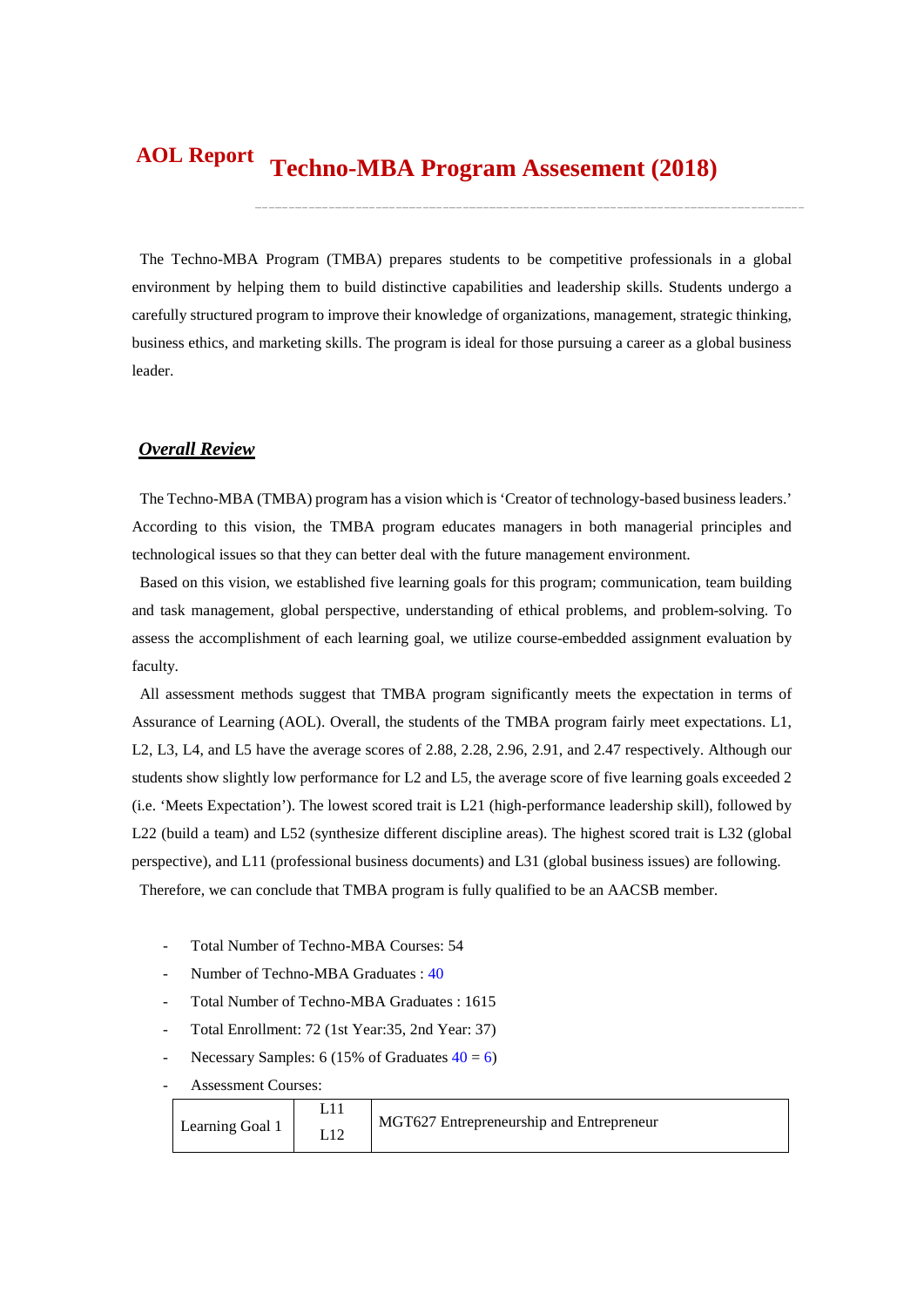**AOL Report**

# Techno-MBA Program Assesement (2018)

The Techno-MBA Program (TMBA) prepares students to be competitive professionals in a global environment by helping them to build distinctive capabilities and leadership skills. Students undergo a carefully structured program to improve their knowledge of organizations, management, strategic thinking, business ethics, and marketing skills. The program is ideal for those pursuing a career as a global business leader.

## ***Overall Review***

The Techno-MBA (TMBA) program has a vision which is 'Creator of technology-based business leaders.' According to this vision, the TMBA program educates managers in both managerial principles and technological issues so that they can better deal with the future management environment.

Based on this vision, we established five learning goals for this program; communication, team building and task management, global perspective, understanding of ethical problems, and problem-solving. To assess the accomplishment of each learning goal, we utilize course-embedded assignment evaluation by faculty.

All assessment methods suggest that TMBA program significantly meets the expectation in terms of Assurance of Learning (AOL). Overall, the students of the TMBA program fairly meet expectations. L1, L2, L3, L4, and L5 have the average scores of 2.88, 2.28, 2.96, 2.91, and 2.47 respectively. Although our students show slightly low performance for L2 and L5, the average score of five learning goals exceeded 2 (i.e. 'Meets Expectation'). The lowest scored trait is L21 (high-performance leadership skill), followed by L22 (build a team) and L52 (synthesize different discipline areas). The highest scored trait is L32 (global perspective), and L11 (professional business documents) and L31 (global business issues) are following.

Therefore, we can conclude that TMBA program is fully qualified to be an AACSB member.

- Total Number of Techno-MBA Courses: 54
- Number of Techno-MBA Graduates : 40
- Total Number of Techno-MBA Graduates : 1615
- Total Enrollment: 72 (1st Year:35, 2nd Year: 37)
- Necessary Samples: 6 (15% of Graduates 40 = 6)
- Assessment Courses:

| Learning Goal 1 | L11<br>L12 | MGT627 Entrepreneurship and Entrepreneur |
|---|---|---|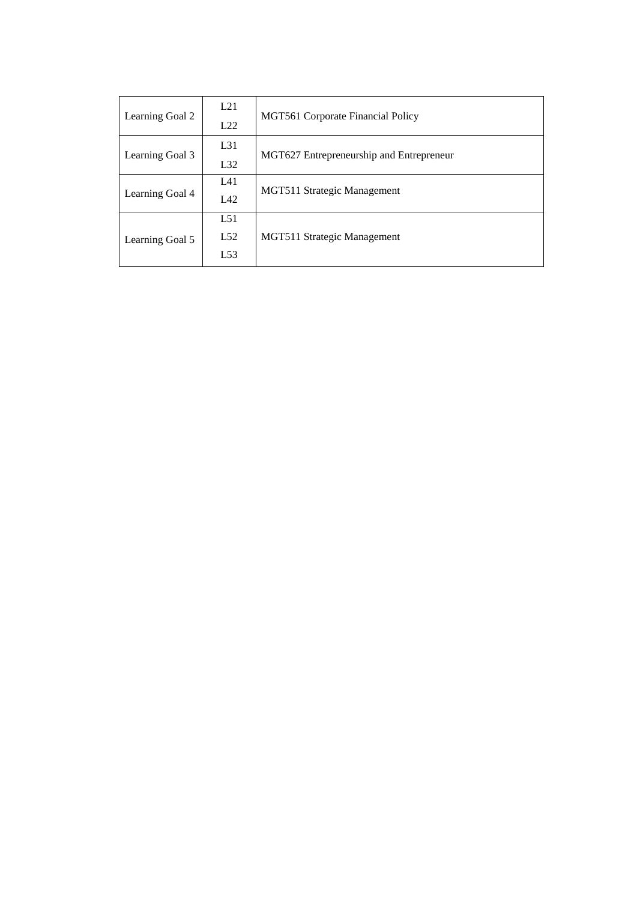| | | |
|---|---|---|
| Learning Goal 2 | L21<br>L22 | MGT561 Corporate Financial Policy |
| Learning Goal 3 | L31<br>L32 | MGT627 Entrepreneurship and Entrepreneur |
| Learning Goal 4 | L41<br>L42 | MGT511 Strategic Management |
| Learning Goal 5 | L51<br>L52<br>L53 | MGT511 Strategic Management |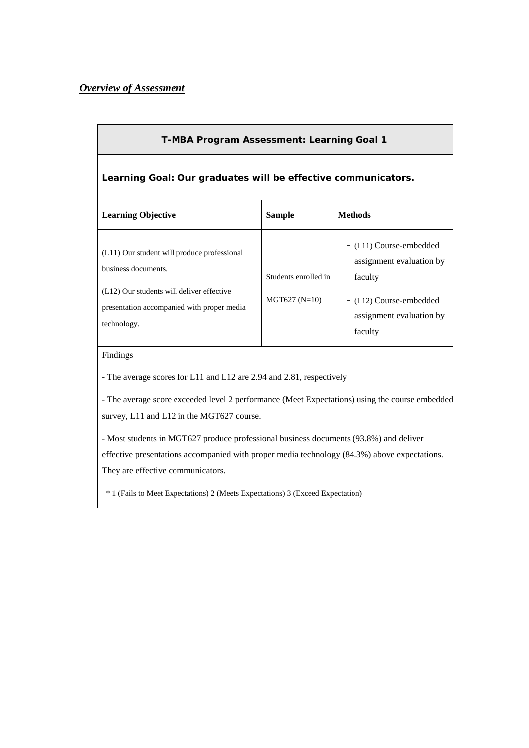***Overview of Assessment***

| **T-MBA Program Assessment: Learning Goal 1** | | |
|---|---|---|
| **Learning Goal: Our graduates will be effective communicators.** | | |
| **Learning Objective** | **Sample** | **Methods** |
| (L11) Our student will produce professional business documents.<br>(L12) Our students will deliver effective presentation accompanied with proper media technology. | Students enrolled in MGT627 (N=10) | - (L11) Course-embedded assignment evaluation by faculty<br>- (L12) Course-embedded assignment evaluation by faculty |
| Findings<br>- The average scores for L11 and L12 are 2.94 and 2.81, respectively<br>- The average score exceeded level 2 performance (Meet Expectations) using the course embedded survey, L11 and L12 in the MGT627 course.<br>- Most students in MGT627 produce professional business documents (93.8%) and deliver effective presentations accompanied with proper media technology (84.3%) above expectations. They are effective communicators.<br>* 1 (Fails to Meet Expectations) 2 (Meets Expectations) 3 (Exceed Expectation) | | |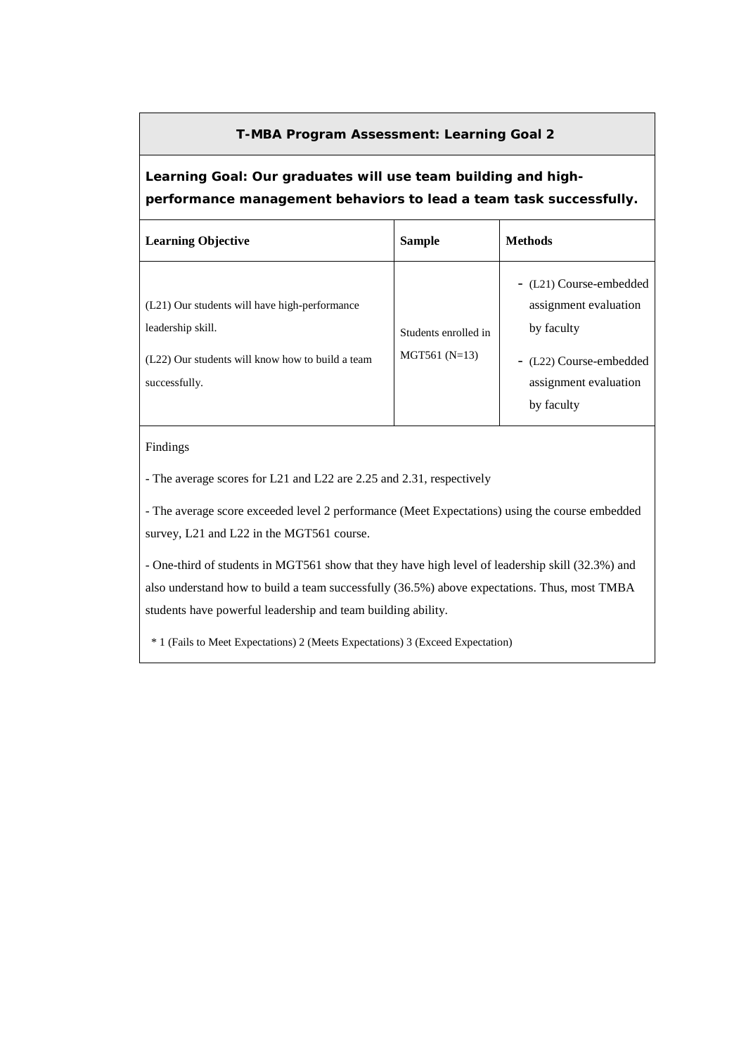### T-MBA Program Assessment: Learning Goal 2

**Learning Goal: Our graduates will use team building and high-performance management behaviors to lead a team task successfully.**

| Learning Objective | Sample | Methods |
|---|---|---|
| (L21) Our students will have high-performance leadership skill.<br>(L22) Our students will know how to build a team successfully. | Students enrolled in MGT561 (N=13) | - (L21) Course-embedded assignment evaluation by faculty<br>- (L22) Course-embedded assignment evaluation by faculty |

Findings

- The average scores for L21 and L22 are 2.25 and 2.31, respectively

- The average score exceeded level 2 performance (Meet Expectations) using the course embedded survey, L21 and L22 in the MGT561 course.

- One-third of students in MGT561 show that they have high level of leadership skill (32.3%) and also understand how to build a team successfully (36.5%) above expectations. Thus, most TMBA students have powerful leadership and team building ability.

\* 1 (Fails to Meet Expectations) 2 (Meets Expectations) 3 (Exceed Expectation)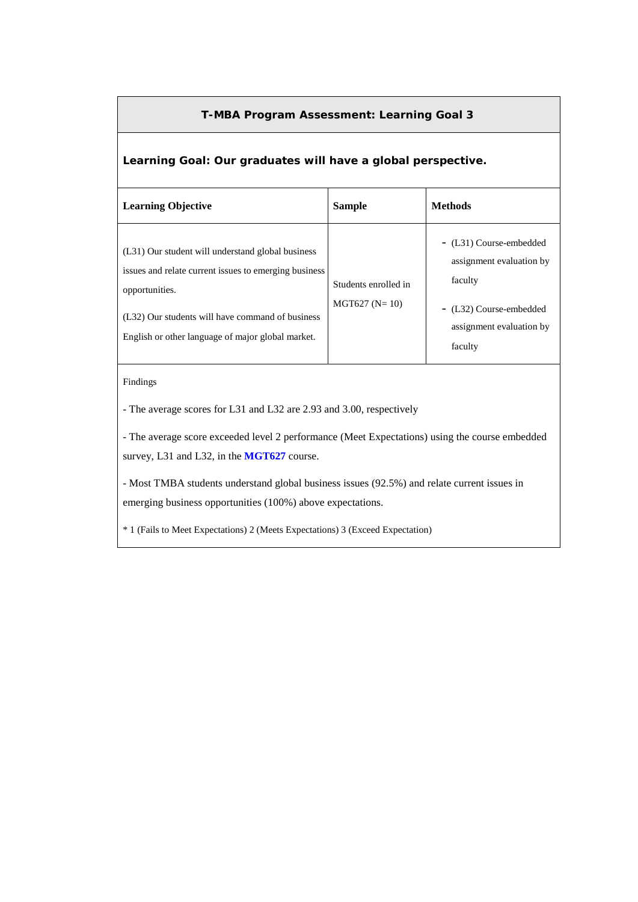## T-MBA Program Assessment: Learning Goal 3

**Learning Goal: Our graduates will have a global perspective.**

| Learning Objective | Sample | Methods |
|---|---|---|
| (L31) Our student will understand global business issues and relate current issues to emerging business opportunities.<br><br>(L32) Our students will have command of business English or other language of major global market. | Students enrolled in MGT627 (N= 10) | - (L31) Course-embedded assignment evaluation by faculty<br><br>- (L32) Course-embedded assignment evaluation by faculty |

Findings

- The average scores for L31 and L32 are 2.93 and 3.00, respectively

- The average score exceeded level 2 performance (Meet Expectations) using the course embedded survey, L31 and L32, in the **MGT627** course.

- Most TMBA students understand global business issues (92.5%) and relate current issues in emerging business opportunities (100%) above expectations.

* 1 (Fails to Meet Expectations) 2 (Meets Expectations) 3 (Exceed Expectation)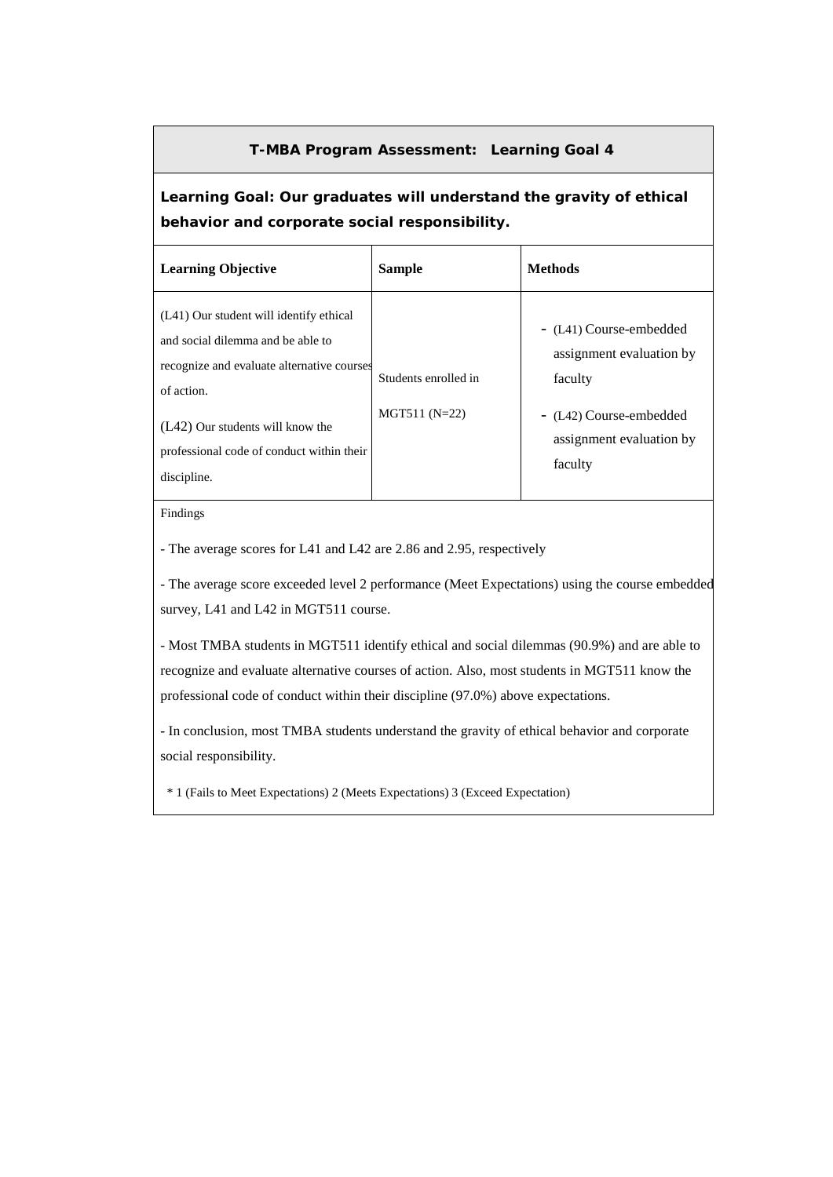**T-MBA Program Assessment: Learning Goal 4**

**Learning Goal: Our graduates will understand the gravity of ethical behavior and corporate social responsibility.**

| Learning Objective | Sample | Methods |
|---|---|---|
| (L41) Our student will identify ethical and social dilemma and be able to recognize and evaluate alternative courses of action.<br><br>(L42) Our students will know the professional code of conduct within their discipline. | Students enrolled in MGT511 (N=22) | - (L41) Course-embedded assignment evaluation by faculty<br>- (L42) Course-embedded assignment evaluation by faculty |

Findings

- The average scores for L41 and L42 are 2.86 and 2.95, respectively

- The average score exceeded level 2 performance (Meet Expectations) using the course embedded survey, L41 and L42 in MGT511 course.

- Most TMBA students in MGT511 identify ethical and social dilemmas (90.9%) and are able to recognize and evaluate alternative courses of action. Also, most students in MGT511 know the professional code of conduct within their discipline (97.0%) above expectations.

- In conclusion, most TMBA students understand the gravity of ethical behavior and corporate social responsibility.

* 1 (Fails to Meet Expectations) 2 (Meets Expectations) 3 (Exceed Expectation)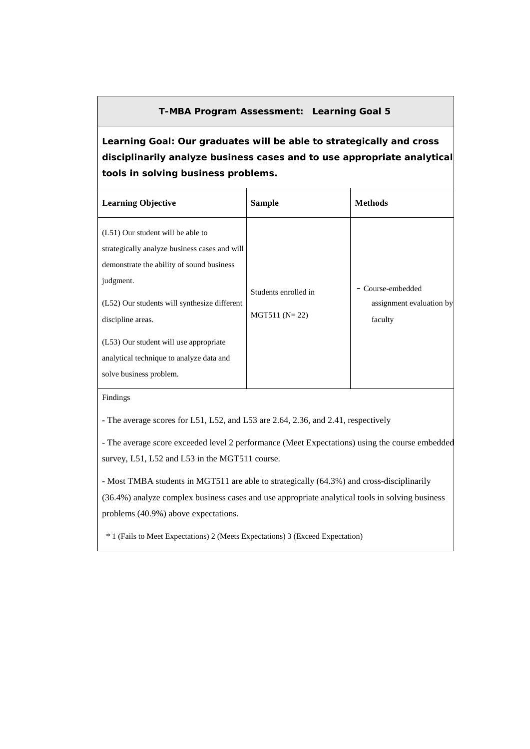## T-MBA Program Assessment: Learning Goal 5

**Learning Goal: Our graduates will be able to strategically and cross disciplinarily analyze business cases and to use appropriate analytical tools in solving business problems.**

| Learning Objective | Sample | Methods |
| --- | --- | --- |
| (L51) Our student will be able to strategically analyze business cases and will demonstrate the ability of sound business judgment.<br><br>(L52) Our students will synthesize different discipline areas.<br><br>(L53) Our student will use appropriate analytical technique to analyze data and solve business problem. | Students enrolled in MGT511 (N= 22) | - Course-embedded assignment evaluation by faculty |

Findings

- The average scores for L51, L52, and L53 are 2.64, 2.36, and 2.41, respectively

- The average score exceeded level 2 performance (Meet Expectations) using the course embedded survey, L51, L52 and L53 in the MGT511 course.

- Most TMBA students in MGT511 are able to strategically (64.3%) and cross-disciplinarily (36.4%) analyze complex business cases and use appropriate analytical tools in solving business problems (40.9%) above expectations.

\* 1 (Fails to Meet Expectations) 2 (Meets Expectations) 3 (Exceed Expectation)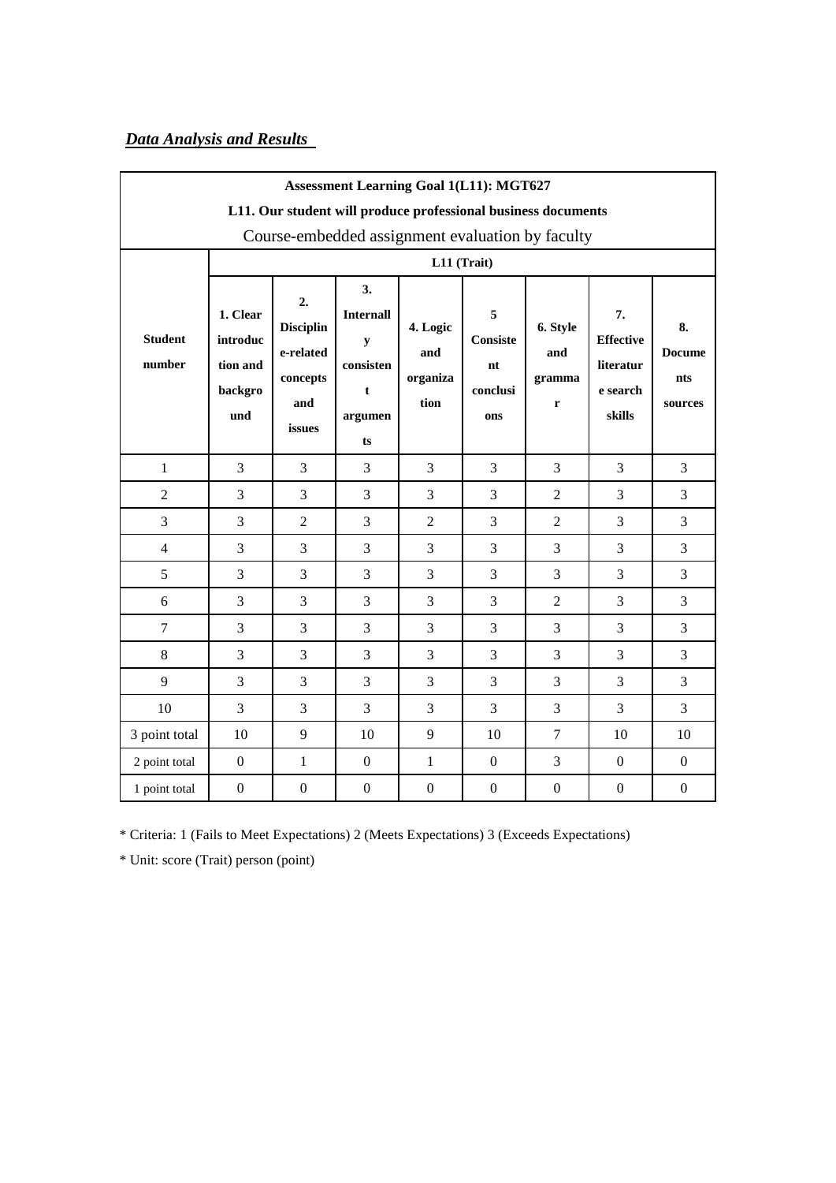***Data Analysis and Results***

| Assessment Learning Goal 1(L11): MGT627<br>L11. Our student will produce professional business documents<br>Course-embedded assignment evaluation by faculty | | | | | | | | |
|---|---|---|---|---|---|---|---|---|
| **Student number** | **L11 (Trait)** | | | | | | | |
| | **1. Clear introduction and background** | **2. Discipline-related concepts and issues** | **3. Internally consistent arguments** | **4. Logic and organization** | **5 Consistent conclusions** | **6. Style and grammar** | **7. Effective literature search skills** | **8. Documents sources** |
| 1 | 3 | 3 | 3 | 3 | 3 | 3 | 3 | 3 |
| 2 | 3 | 3 | 3 | 3 | 3 | 2 | 3 | 3 |
| 3 | 3 | 2 | 3 | 2 | 3 | 2 | 3 | 3 |
| 4 | 3 | 3 | 3 | 3 | 3 | 3 | 3 | 3 |
| 5 | 3 | 3 | 3 | 3 | 3 | 3 | 3 | 3 |
| 6 | 3 | 3 | 3 | 3 | 3 | 2 | 3 | 3 |
| 7 | 3 | 3 | 3 | 3 | 3 | 3 | 3 | 3 |
| 8 | 3 | 3 | 3 | 3 | 3 | 3 | 3 | 3 |
| 9 | 3 | 3 | 3 | 3 | 3 | 3 | 3 | 3 |
| 10 | 3 | 3 | 3 | 3 | 3 | 3 | 3 | 3 |
| 3 point total | 10 | 9 | 10 | 9 | 10 | 7 | 10 | 10 |
| 2 point total | 0 | 1 | 0 | 1 | 0 | 3 | 0 | 0 |
| 1 point total | 0 | 0 | 0 | 0 | 0 | 0 | 0 | 0 |

* Criteria: 1 (Fails to Meet Expectations) 2 (Meets Expectations) 3 (Exceeds Expectations)

* Unit: score (Trait) person (point)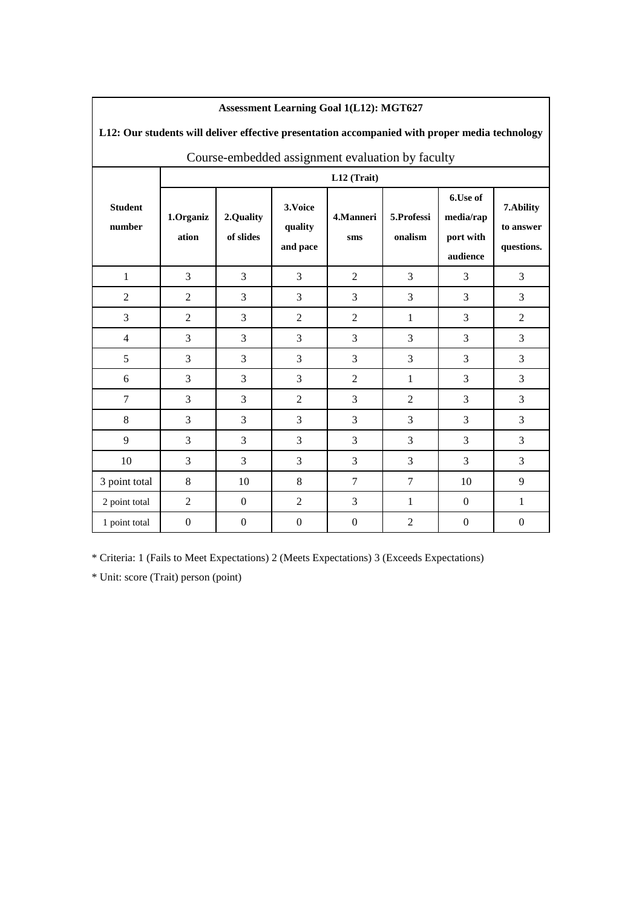| **Assessment Learning Goal 1(L12): MGT627** | | | | | | | |
|---|---|---|---|---|---|---|---|
| **L12: Our students will deliver effective presentation accompanied with proper media technology** | | | | | | | |
| Course-embedded assignment evaluation by faculty | | | | | | | |
| **Student number** | **L12 (Trait)** | | | | | | |
| | **1.Organization** | **2.Quality of slides** | **3.Voice quality and pace** | **4.Mannerisms** | **5.Professionalism** | **6.Use of media/rapport with audience** | **7.Ability to answer questions.** |
| 1 | 3 | 3 | 3 | 2 | 3 | 3 | 3 |
| 2 | 2 | 3 | 3 | 3 | 3 | 3 | 3 |
| 3 | 2 | 3 | 2 | 2 | 1 | 3 | 2 |
| 4 | 3 | 3 | 3 | 3 | 3 | 3 | 3 |
| 5 | 3 | 3 | 3 | 3 | 3 | 3 | 3 |
| 6 | 3 | 3 | 3 | 2 | 1 | 3 | 3 |
| 7 | 3 | 3 | 2 | 3 | 2 | 3 | 3 |
| 8 | 3 | 3 | 3 | 3 | 3 | 3 | 3 |
| 9 | 3 | 3 | 3 | 3 | 3 | 3 | 3 |
| 10 | 3 | 3 | 3 | 3 | 3 | 3 | 3 |
| 3 point total | 8 | 10 | 8 | 7 | 7 | 10 | 9 |
| 2 point total | 2 | 0 | 2 | 3 | 1 | 0 | 1 |
| 1 point total | 0 | 0 | 0 | 0 | 2 | 0 | 0 |

* Criteria: 1 (Fails to Meet Expectations) 2 (Meets Expectations) 3 (Exceeds Expectations)

* Unit: score (Trait) person (point)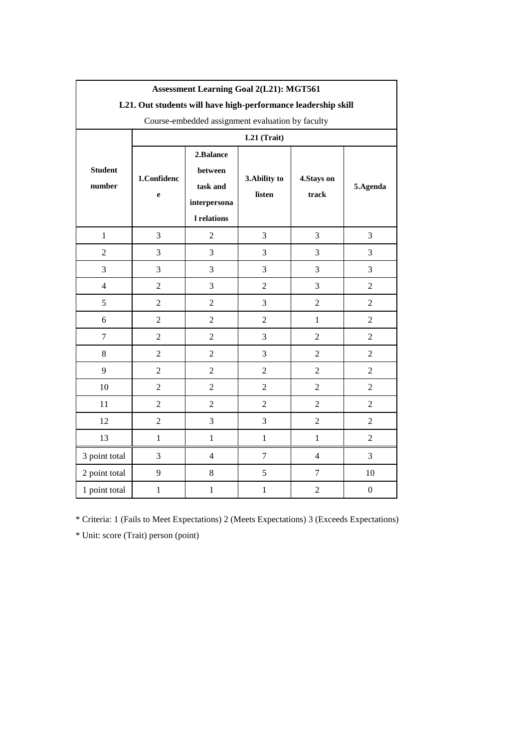| Assessment Learning Goal 2(L21): MGT561 | | | | | |
|---|---|---|---|---|---|
| **L21. Out students will have high-performance leadership skill** | | | | | |
| Course-embedded assignment evaluation by faculty | | | | | |
| **Student number** | **L21 (Trait)** | | | | |
| | **1.Confidence** | **2.Balance between task and interpersonal relations** | **3.Ability to listen** | **4.Stays on track** | **5.Agenda** |
| 1 | 3 | 2 | 3 | 3 | 3 |
| 2 | 3 | 3 | 3 | 3 | 3 |
| 3 | 3 | 3 | 3 | 3 | 3 |
| 4 | 2 | 3 | 2 | 3 | 2 |
| 5 | 2 | 2 | 3 | 2 | 2 |
| 6 | 2 | 2 | 2 | 1 | 2 |
| 7 | 2 | 2 | 3 | 2 | 2 |
| 8 | 2 | 2 | 3 | 2 | 2 |
| 9 | 2 | 2 | 2 | 2 | 2 |
| 10 | 2 | 2 | 2 | 2 | 2 |
| 11 | 2 | 2 | 2 | 2 | 2 |
| 12 | 2 | 3 | 3 | 2 | 2 |
| 13 | 1 | 1 | 1 | 1 | 2 |
| 3 point total | 3 | 4 | 7 | 4 | 3 |
| 2 point total | 9 | 8 | 5 | 7 | 10 |
| 1 point total | 1 | 1 | 1 | 2 | 0 |

* Criteria: 1 (Fails to Meet Expectations) 2 (Meets Expectations) 3 (Exceeds Expectations)

* Unit: score (Trait) person (point)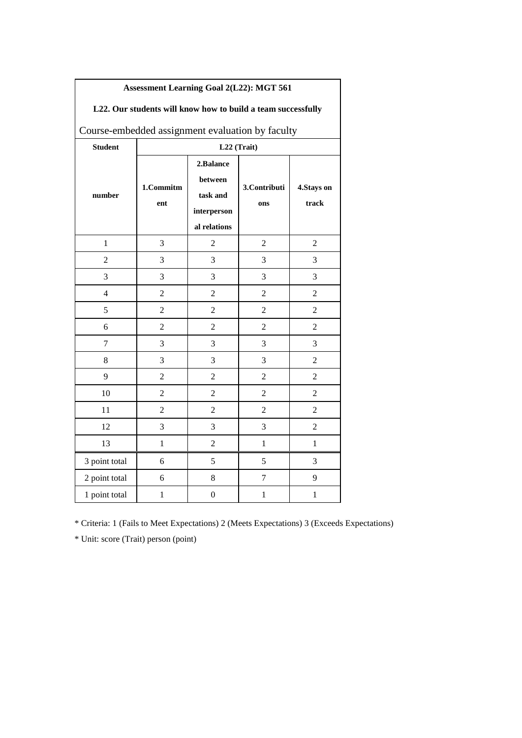**Assessment Learning Goal 2(L22): MGT 561**

**L22. Our students will know how to build a team successfully**

Course-embedded assignment evaluation by faculty

| Student number | L22 (Trait) | | | |
|---|---|---|---|---|
| | 1.Commitment | 2.Balance between task and interpersonal relations | 3.Contributions | 4.Stays on track |
| 1 | 3 | 2 | 2 | 2 |
| 2 | 3 | 3 | 3 | 3 |
| 3 | 3 | 3 | 3 | 3 |
| 4 | 2 | 2 | 2 | 2 |
| 5 | 2 | 2 | 2 | 2 |
| 6 | 2 | 2 | 2 | 2 |
| 7 | 3 | 3 | 3 | 3 |
| 8 | 3 | 3 | 3 | 2 |
| 9 | 2 | 2 | 2 | 2 |
| 10 | 2 | 2 | 2 | 2 |
| 11 | 2 | 2 | 2 | 2 |
| 12 | 3 | 3 | 3 | 2 |
| 13 | 1 | 2 | 1 | 1 |
| 3 point total | 6 | 5 | 5 | 3 |
| 2 point total | 6 | 8 | 7 | 9 |
| 1 point total | 1 | 0 | 1 | 1 |

* Criteria: 1 (Fails to Meet Expectations) 2 (Meets Expectations) 3 (Exceeds Expectations)

* Unit: score (Trait) person (point)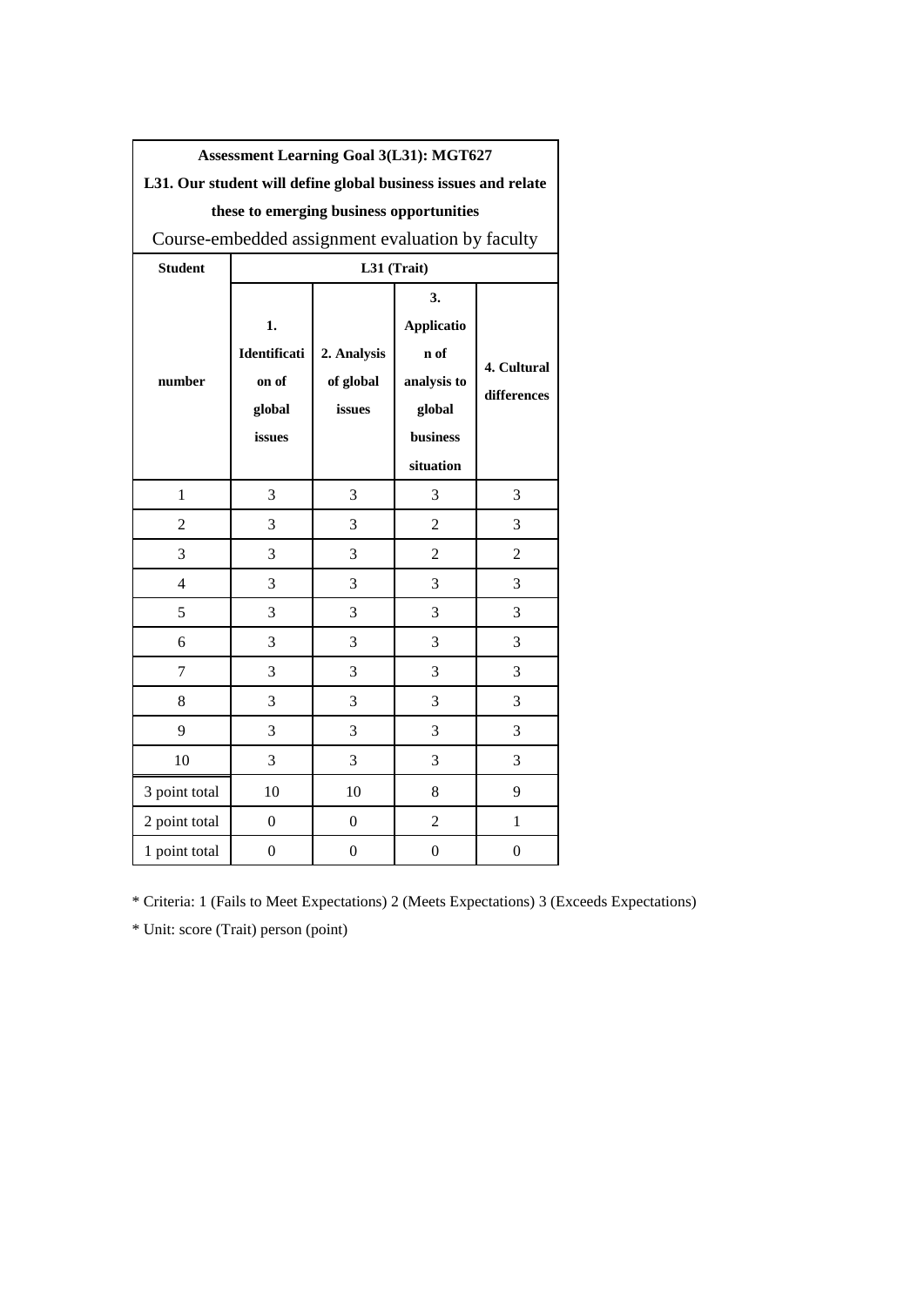| Assessment Learning Goal 3(L31): MGT627<br>L31. Our student will define global business issues and relate these to emerging business opportunities<br>Course-embedded assignment evaluation by faculty | | | | |
|---|---|---|---|---|
| **Student** | **L31 (Trait)** | | | |
| **number** | **1. Identification of global issues** | **2. Analysis of global issues** | **3. Application of analysis to global business situation** | **4. Cultural differences** |
| 1 | 3 | 3 | 3 | 3 |
| 2 | 3 | 3 | 2 | 3 |
| 3 | 3 | 3 | 2 | 2 |
| 4 | 3 | 3 | 3 | 3 |
| 5 | 3 | 3 | 3 | 3 |
| 6 | 3 | 3 | 3 | 3 |
| 7 | 3 | 3 | 3 | 3 |
| 8 | 3 | 3 | 3 | 3 |
| 9 | 3 | 3 | 3 | 3 |
| 10 | 3 | 3 | 3 | 3 |
| 3 point total | 10 | 10 | 8 | 9 |
| 2 point total | 0 | 0 | 2 | 1 |
| 1 point total | 0 | 0 | 0 | 0 |

* Criteria: 1 (Fails to Meet Expectations) 2 (Meets Expectations) 3 (Exceeds Expectations)

* Unit: score (Trait) person (point)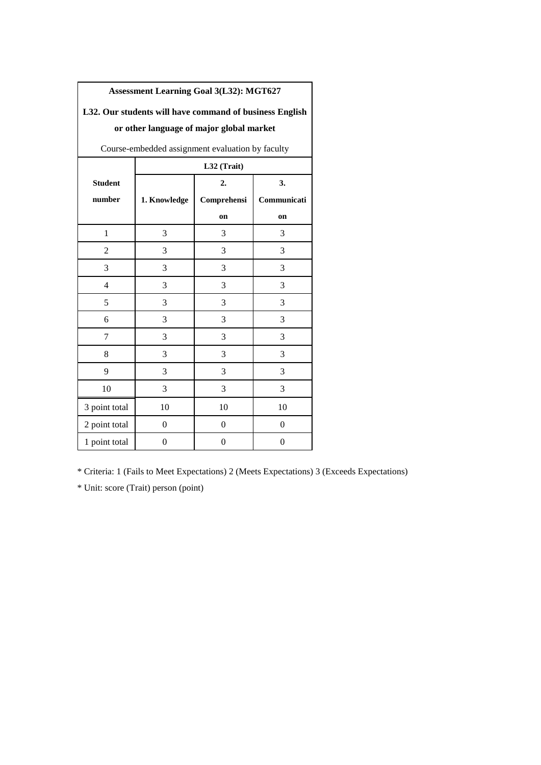**Assessment Learning Goal 3(L32): MGT627**

**L32. Our students will have command of business English or other language of major global market**

Course-embedded assignment evaluation by faculty

| Student number | L32 (Trait) | | |
|---|---|---|---|
| | **1. Knowledge** | **2. Comprehension** | **3. Communication** |
| 1 | 3 | 3 | 3 |
| 2 | 3 | 3 | 3 |
| 3 | 3 | 3 | 3 |
| 4 | 3 | 3 | 3 |
| 5 | 3 | 3 | 3 |
| 6 | 3 | 3 | 3 |
| 7 | 3 | 3 | 3 |
| 8 | 3 | 3 | 3 |
| 9 | 3 | 3 | 3 |
| 10 | 3 | 3 | 3 |
| 3 point total | 10 | 10 | 10 |
| 2 point total | 0 | 0 | 0 |
| 1 point total | 0 | 0 | 0 |

\* Criteria: 1 (Fails to Meet Expectations) 2 (Meets Expectations) 3 (Exceeds Expectations)

\* Unit: score (Trait) person (point)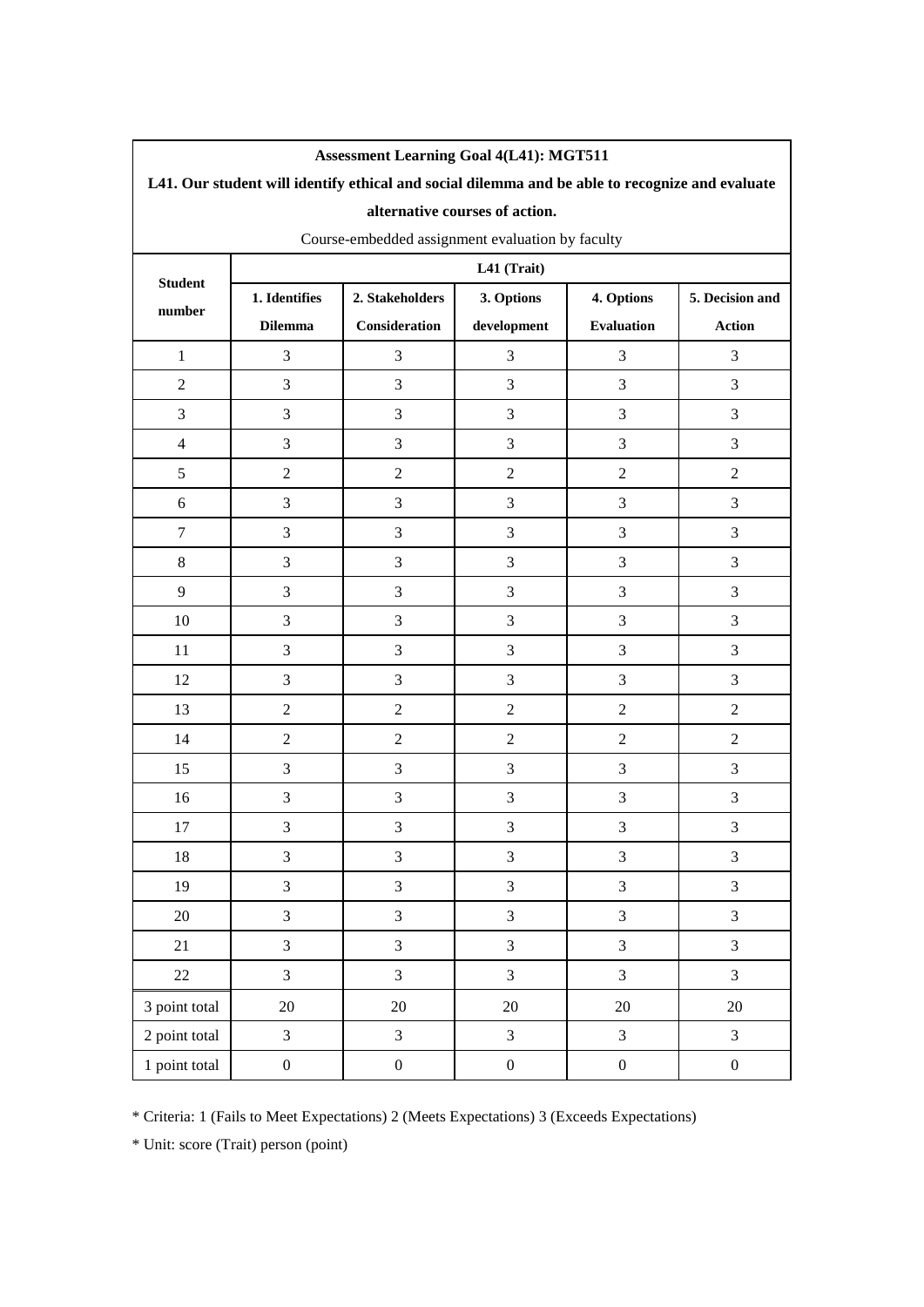**Assessment Learning Goal 4(L41): MGT511**

**L41. Our student will identify ethical and social dilemma and be able to recognize and evaluate alternative courses of action.**

Course-embedded assignment evaluation by faculty

| **Student number** | **L41 (Trait)** | | | | |
|---|---|---|---|---|---|
| | **1. Identifies Dilemma** | **2. Stakeholders Consideration** | **3. Options development** | **4. Options Evaluation** | **5. Decision and Action** |
| 1 | 3 | 3 | 3 | 3 | 3 |
| 2 | 3 | 3 | 3 | 3 | 3 |
| 3 | 3 | 3 | 3 | 3 | 3 |
| 4 | 3 | 3 | 3 | 3 | 3 |
| 5 | 2 | 2 | 2 | 2 | 2 |
| 6 | 3 | 3 | 3 | 3 | 3 |
| 7 | 3 | 3 | 3 | 3 | 3 |
| 8 | 3 | 3 | 3 | 3 | 3 |
| 9 | 3 | 3 | 3 | 3 | 3 |
| 10 | 3 | 3 | 3 | 3 | 3 |
| 11 | 3 | 3 | 3 | 3 | 3 |
| 12 | 3 | 3 | 3 | 3 | 3 |
| 13 | 2 | 2 | 2 | 2 | 2 |
| 14 | 2 | 2 | 2 | 2 | 2 |
| 15 | 3 | 3 | 3 | 3 | 3 |
| 16 | 3 | 3 | 3 | 3 | 3 |
| 17 | 3 | 3 | 3 | 3 | 3 |
| 18 | 3 | 3 | 3 | 3 | 3 |
| 19 | 3 | 3 | 3 | 3 | 3 |
| 20 | 3 | 3 | 3 | 3 | 3 |
| 21 | 3 | 3 | 3 | 3 | 3 |
| 22 | 3 | 3 | 3 | 3 | 3 |
| 3 point total | 20 | 20 | 20 | 20 | 20 |
| 2 point total | 3 | 3 | 3 | 3 | 3 |
| 1 point total | 0 | 0 | 0 | 0 | 0 |

* Criteria: 1 (Fails to Meet Expectations) 2 (Meets Expectations) 3 (Exceeds Expectations)

* Unit: score (Trait) person (point)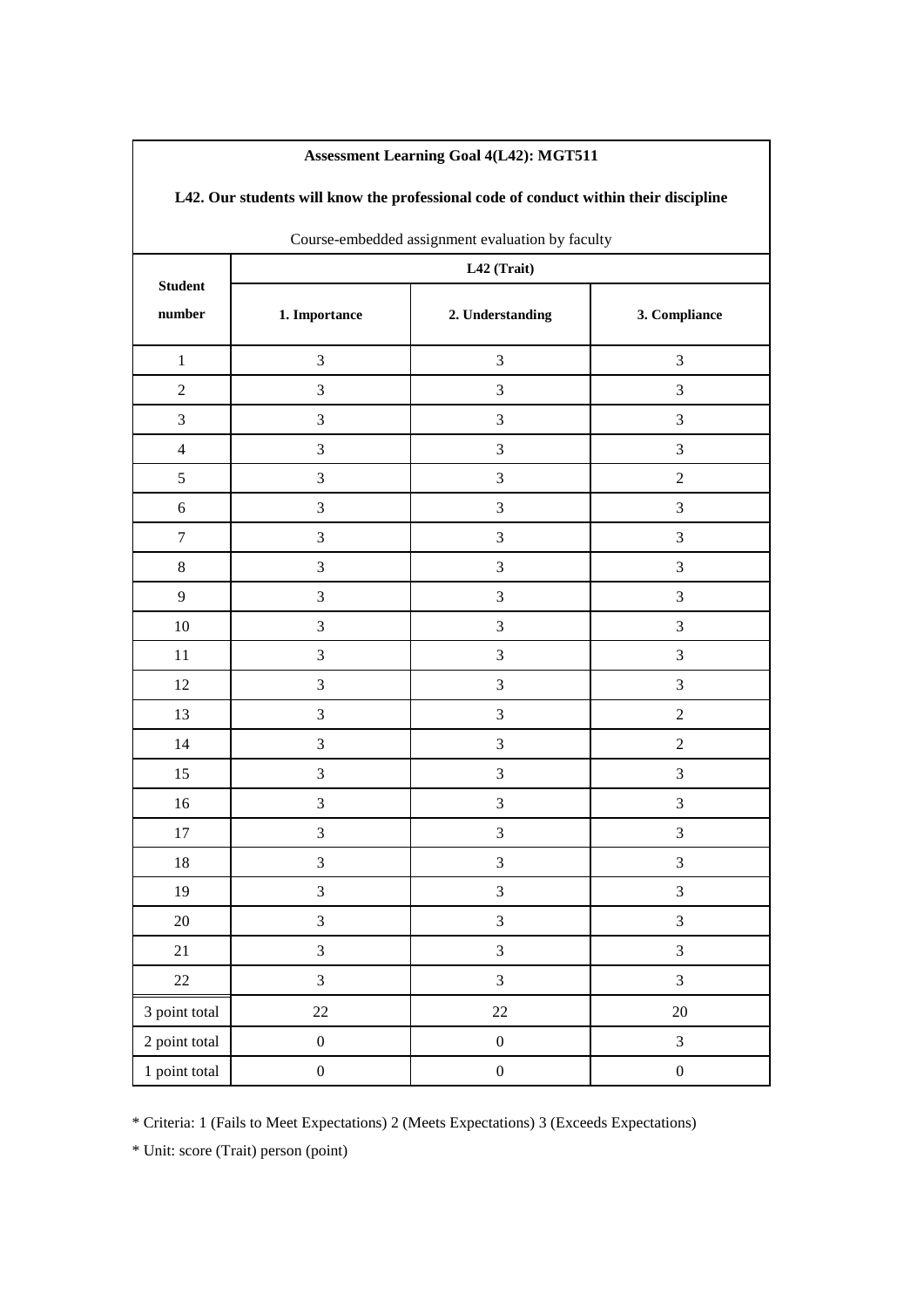**Assessment Learning Goal 4(L42): MGT511**

**L42. Our students will know the professional code of conduct within their discipline**

Course-embedded assignment evaluation by faculty

| **Student number** | **L42 (Trait)** | | |
|---|---|---|---|
| | **1. Importance** | **2. Understanding** | **3. Compliance** |
| 1 | 3 | 3 | 3 |
| 2 | 3 | 3 | 3 |
| 3 | 3 | 3 | 3 |
| 4 | 3 | 3 | 3 |
| 5 | 3 | 3 | 2 |
| 6 | 3 | 3 | 3 |
| 7 | 3 | 3 | 3 |
| 8 | 3 | 3 | 3 |
| 9 | 3 | 3 | 3 |
| 10 | 3 | 3 | 3 |
| 11 | 3 | 3 | 3 |
| 12 | 3 | 3 | 3 |
| 13 | 3 | 3 | 2 |
| 14 | 3 | 3 | 2 |
| 15 | 3 | 3 | 3 |
| 16 | 3 | 3 | 3 |
| 17 | 3 | 3 | 3 |
| 18 | 3 | 3 | 3 |
| 19 | 3 | 3 | 3 |
| 20 | 3 | 3 | 3 |
| 21 | 3 | 3 | 3 |
| 22 | 3 | 3 | 3 |
| 3 point total | 22 | 22 | 20 |
| 2 point total | 0 | 0 | 3 |
| 1 point total | 0 | 0 | 0 |

* Criteria: 1 (Fails to Meet Expectations) 2 (Meets Expectations) 3 (Exceeds Expectations)

* Unit: score (Trait) person (point)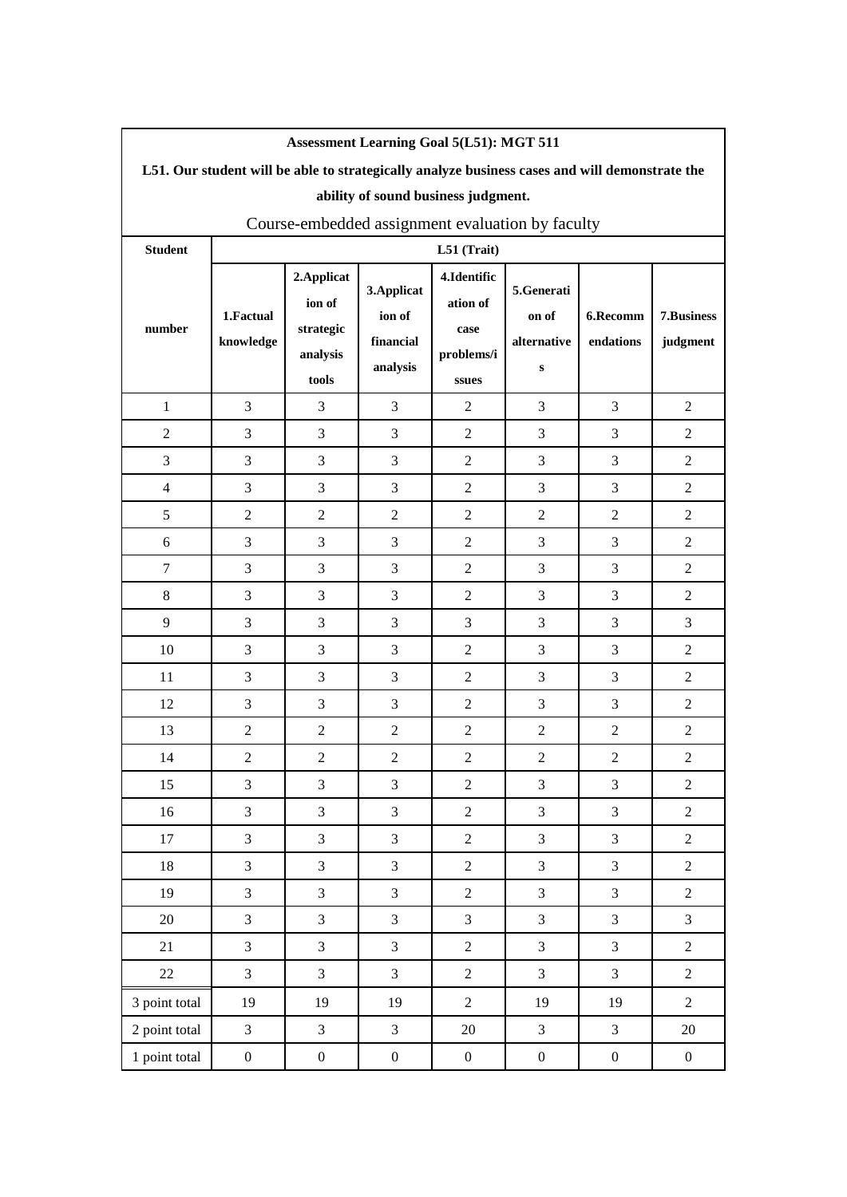**Assessment Learning Goal 5(L51): MGT 511**

**L51. Our student will be able to strategically analyze business cases and will demonstrate the ability of sound business judgment.**

Course-embedded assignment evaluation by faculty

| **Student** | **L51 (Trait)** | | | | | | |
|---|---|---|---|---|---|---|---|
| **number** | **1.Factual knowledge** | **2.Application of strategic analysis tools** | **3.Application of financial analysis** | **4.Identification of case problems/issues** | **5.Generation of alternatives** | **6.Recommendations** | **7.Business judgment** |
| 1 | 3 | 3 | 3 | 2 | 3 | 3 | 2 |
| 2 | 3 | 3 | 3 | 2 | 3 | 3 | 2 |
| 3 | 3 | 3 | 3 | 2 | 3 | 3 | 2 |
| 4 | 3 | 3 | 3 | 2 | 3 | 3 | 2 |
| 5 | 2 | 2 | 2 | 2 | 2 | 2 | 2 |
| 6 | 3 | 3 | 3 | 2 | 3 | 3 | 2 |
| 7 | 3 | 3 | 3 | 2 | 3 | 3 | 2 |
| 8 | 3 | 3 | 3 | 2 | 3 | 3 | 2 |
| 9 | 3 | 3 | 3 | 3 | 3 | 3 | 3 |
| 10 | 3 | 3 | 3 | 2 | 3 | 3 | 2 |
| 11 | 3 | 3 | 3 | 2 | 3 | 3 | 2 |
| 12 | 3 | 3 | 3 | 2 | 3 | 3 | 2 |
| 13 | 2 | 2 | 2 | 2 | 2 | 2 | 2 |
| 14 | 2 | 2 | 2 | 2 | 2 | 2 | 2 |
| 15 | 3 | 3 | 3 | 2 | 3 | 3 | 2 |
| 16 | 3 | 3 | 3 | 2 | 3 | 3 | 2 |
| 17 | 3 | 3 | 3 | 2 | 3 | 3 | 2 |
| 18 | 3 | 3 | 3 | 2 | 3 | 3 | 2 |
| 19 | 3 | 3 | 3 | 2 | 3 | 3 | 2 |
| 20 | 3 | 3 | 3 | 3 | 3 | 3 | 3 |
| 21 | 3 | 3 | 3 | 2 | 3 | 3 | 2 |
| 22 | 3 | 3 | 3 | 2 | 3 | 3 | 2 |
| 3 point total | 19 | 19 | 19 | 2 | 19 | 19 | 2 |
| 2 point total | 3 | 3 | 3 | 20 | 3 | 3 | 20 |
| 1 point total | 0 | 0 | 0 | 0 | 0 | 0 | 0 |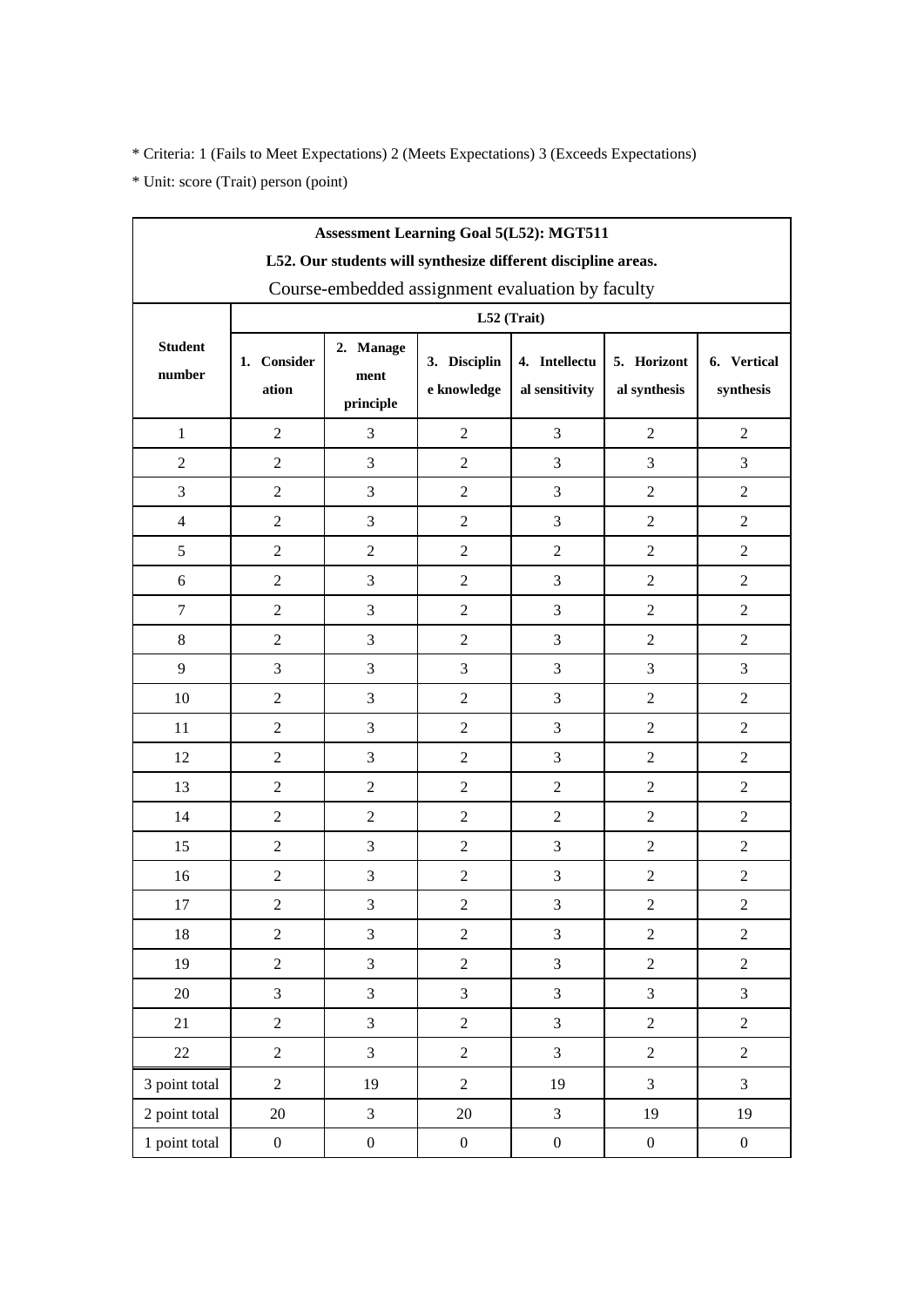* Criteria: 1 (Fails to Meet Expectations) 2 (Meets Expectations) 3 (Exceeds Expectations)

* Unit: score (Trait) person (point)

| Assessment Learning Goal 5(L52): MGT511<br>L52. Our students will synthesize different discipline areas.<br>Course-embedded assignment evaluation by faculty | | | | | | |
|---|---|---|---|---|---|---|
| **Student number** | **L52 (Trait)** | | | | | |
| | **1. Consideration** | **2. Management principle** | **3. Discipline knowledge** | **4. Intellectual sensitivity** | **5. Horizontal synthesis** | **6. Vertical synthesis** |
| 1 | 2 | 3 | 2 | 3 | 2 | 2 |
| 2 | 2 | 3 | 2 | 3 | 3 | 3 |
| 3 | 2 | 3 | 2 | 3 | 2 | 2 |
| 4 | 2 | 3 | 2 | 3 | 2 | 2 |
| 5 | 2 | 2 | 2 | 2 | 2 | 2 |
| 6 | 2 | 3 | 2 | 3 | 2 | 2 |
| 7 | 2 | 3 | 2 | 3 | 2 | 2 |
| 8 | 2 | 3 | 2 | 3 | 2 | 2 |
| 9 | 3 | 3 | 3 | 3 | 3 | 3 |
| 10 | 2 | 3 | 2 | 3 | 2 | 2 |
| 11 | 2 | 3 | 2 | 3 | 2 | 2 |
| 12 | 2 | 3 | 2 | 3 | 2 | 2 |
| 13 | 2 | 2 | 2 | 2 | 2 | 2 |
| 14 | 2 | 2 | 2 | 2 | 2 | 2 |
| 15 | 2 | 3 | 2 | 3 | 2 | 2 |
| 16 | 2 | 3 | 2 | 3 | 2 | 2 |
| 17 | 2 | 3 | 2 | 3 | 2 | 2 |
| 18 | 2 | 3 | 2 | 3 | 2 | 2 |
| 19 | 2 | 3 | 2 | 3 | 2 | 2 |
| 20 | 3 | 3 | 3 | 3 | 3 | 3 |
| 21 | 2 | 3 | 2 | 3 | 2 | 2 |
| 22 | 2 | 3 | 2 | 3 | 2 | 2 |
| 3 point total | 2 | 19 | 2 | 19 | 3 | 3 |
| 2 point total | 20 | 3 | 20 | 3 | 19 | 19 |
| 1 point total | 0 | 0 | 0 | 0 | 0 | 0 |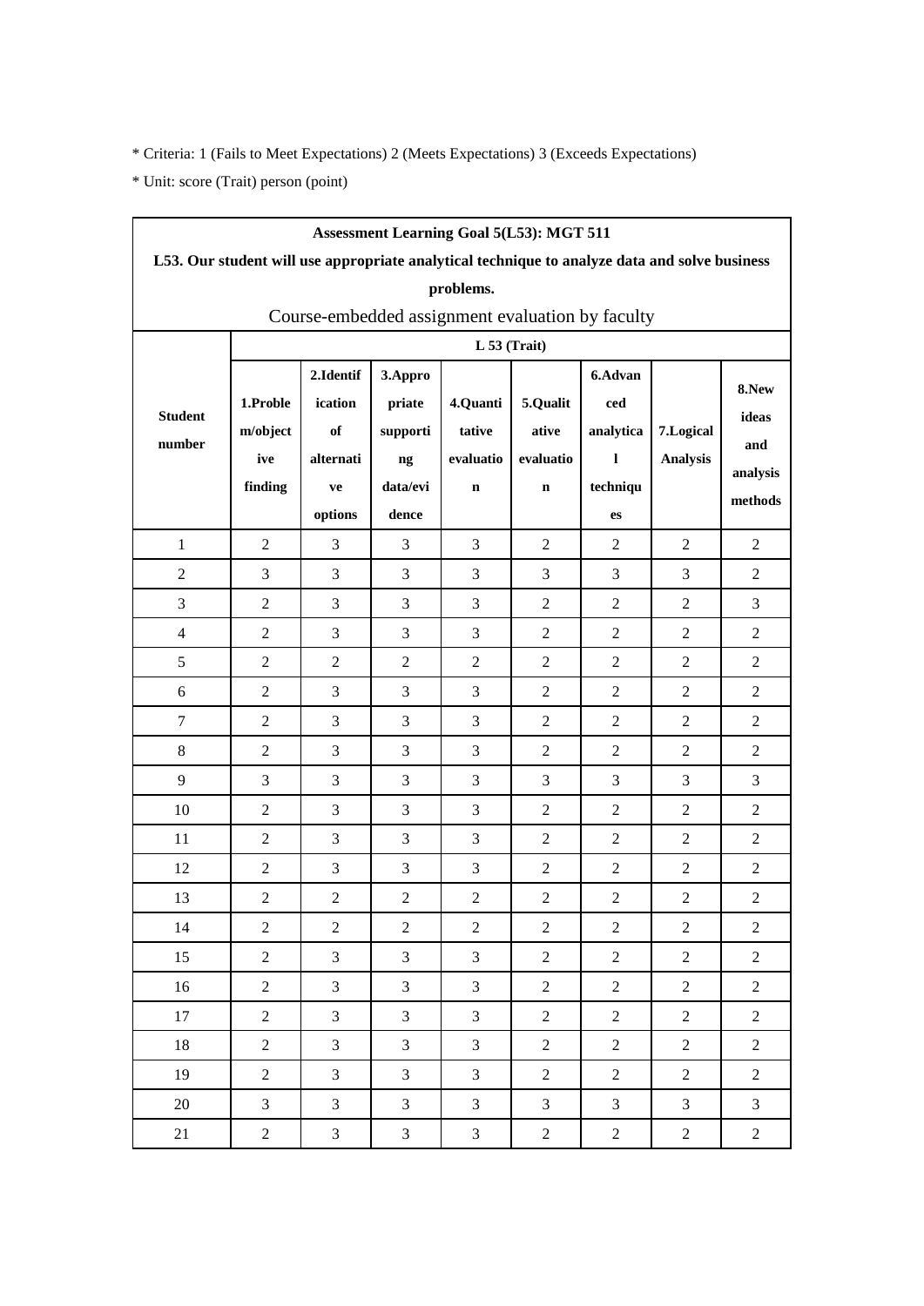* Criteria: 1 (Fails to Meet Expectations) 2 (Meets Expectations) 3 (Exceeds Expectations)

* Unit: score (Trait) person (point)

**Assessment Learning Goal 5(L53): MGT 511**

**L53. Our student will use appropriate analytical technique to analyze data and solve business problems.**

Course-embedded assignment evaluation by faculty

| Student number | L 53 (Trait) | | | | | | | |
|---|---|---|---|---|---|---|---|---|
| | 1.Problem/objective finding | 2.Identification of alternative options | 3.Appropriate supporting data/evidence | 4.Quantitative evaluation | 5.Qualitative evaluation | 6.Advanced analytical techniques | 7.Logical Analysis | 8.New ideas and analysis methods |
| 1 | 2 | 3 | 3 | 3 | 2 | 2 | 2 | 2 |
| 2 | 3 | 3 | 3 | 3 | 3 | 3 | 3 | 2 |
| 3 | 2 | 3 | 3 | 3 | 2 | 2 | 2 | 3 |
| 4 | 2 | 3 | 3 | 3 | 2 | 2 | 2 | 2 |
| 5 | 2 | 2 | 2 | 2 | 2 | 2 | 2 | 2 |
| 6 | 2 | 3 | 3 | 3 | 2 | 2 | 2 | 2 |
| 7 | 2 | 3 | 3 | 3 | 2 | 2 | 2 | 2 |
| 8 | 2 | 3 | 3 | 3 | 2 | 2 | 2 | 2 |
| 9 | 3 | 3 | 3 | 3 | 3 | 3 | 3 | 3 |
| 10 | 2 | 3 | 3 | 3 | 2 | 2 | 2 | 2 |
| 11 | 2 | 3 | 3 | 3 | 2 | 2 | 2 | 2 |
| 12 | 2 | 3 | 3 | 3 | 2 | 2 | 2 | 2 |
| 13 | 2 | 2 | 2 | 2 | 2 | 2 | 2 | 2 |
| 14 | 2 | 2 | 2 | 2 | 2 | 2 | 2 | 2 |
| 15 | 2 | 3 | 3 | 3 | 2 | 2 | 2 | 2 |
| 16 | 2 | 3 | 3 | 3 | 2 | 2 | 2 | 2 |
| 17 | 2 | 3 | 3 | 3 | 2 | 2 | 2 | 2 |
| 18 | 2 | 3 | 3 | 3 | 2 | 2 | 2 | 2 |
| 19 | 2 | 3 | 3 | 3 | 2 | 2 | 2 | 2 |
| 20 | 3 | 3 | 3 | 3 | 3 | 3 | 3 | 3 |
| 21 | 2 | 3 | 3 | 3 | 2 | 2 | 2 | 2 |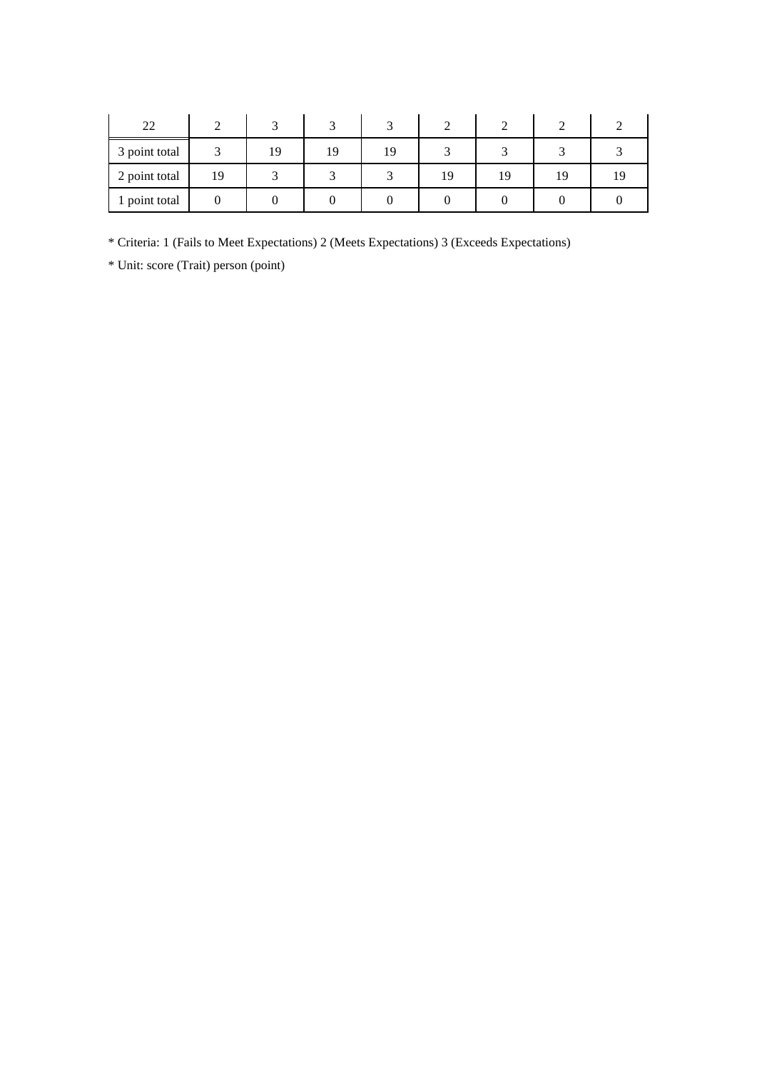| | | | | | | | | |
|---|---|---|---|---|---|---|---|---|
| 22 | 2 | 3 | 3 | 3 | 2 | 2 | 2 | 2 |
| 3 point total | 3 | 19 | 19 | 19 | 3 | 3 | 3 | 3 |
| 2 point total | 19 | 3 | 3 | 3 | 19 | 19 | 19 | 19 |
| 1 point total | 0 | 0 | 0 | 0 | 0 | 0 | 0 | 0 |

* Criteria: 1 (Fails to Meet Expectations) 2 (Meets Expectations) 3 (Exceeds Expectations)

* Unit: score (Trait) person (point)